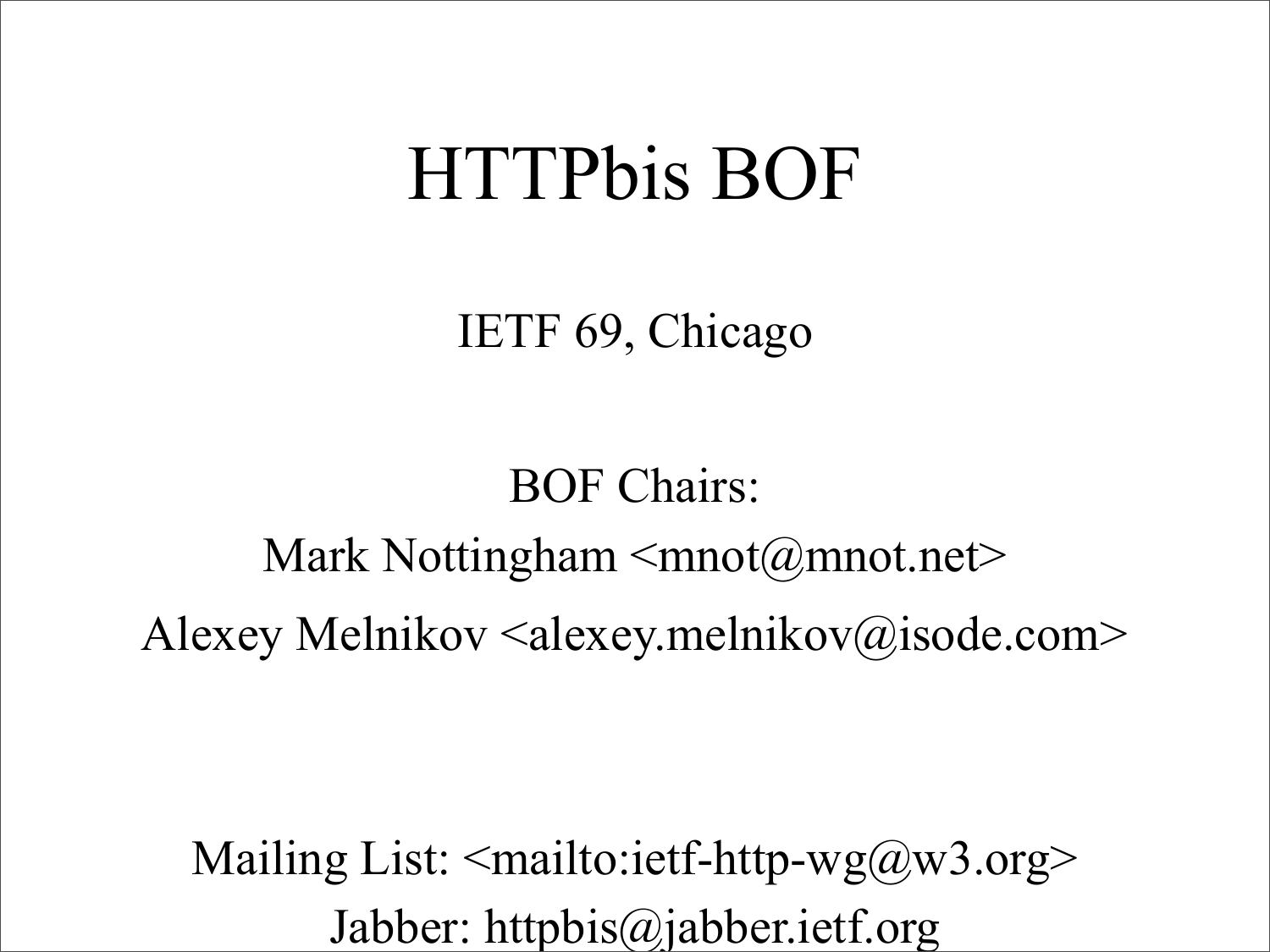# HTTPbis BOF

IETF 69, Chicago

BOF Chairs:

Mark Nottingham <mnot@mnot.net>

Alexey Melnikov <alexey.melnikov@isode.com>

Mailing List: <mailto:ietf-http-wg@w3.org>

Jabber: httpbis@jabber.ietf.org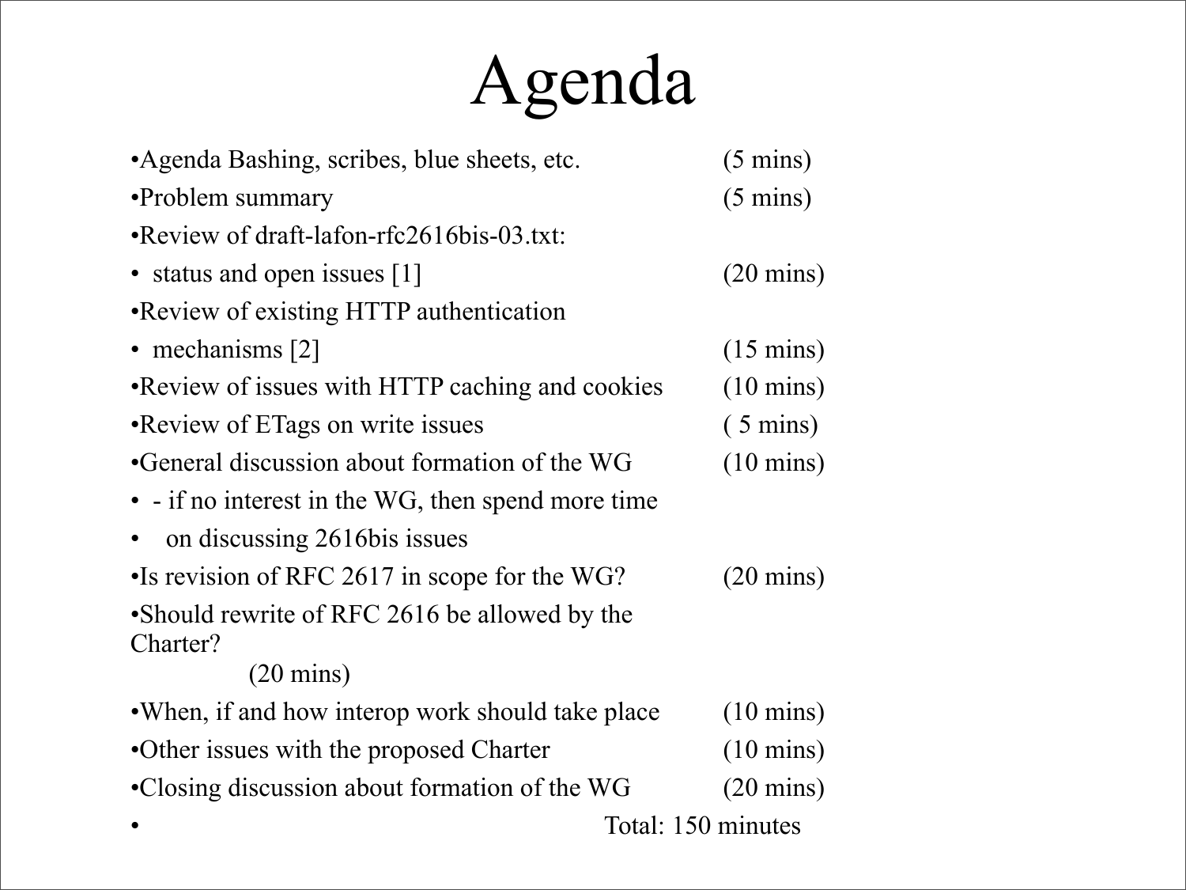# Agenda

- Agenda Bashing, scribes, blue sheets, etc. (5 mins)
- Problem summary (5 mins)
- Review of draft-lafon-rfc2616bis-03.txt:
- status and open issues [1] (20 mins)
- Review of existing HTTP authentication
- mechanisms [2] (15 mins)
- Review of issues with HTTP caching and cookies (10 mins)
- Review of ETags on write issues ( 5 mins)
- General discussion about formation of the WG (10 mins)
- \- if no interest in the WG, then spend more time
- on discussing 2616bis issues
- Is revision of RFC 2617 in scope for the WG? (20 mins)
- Should rewrite of RFC 2616 be allowed by the Charter? (20 mins)
- When, if and how interop work should take place (10 mins)
- Other issues with the proposed Charter (10 mins)
- Closing discussion about formation of the WG (20 mins)
- Total: 150 minutes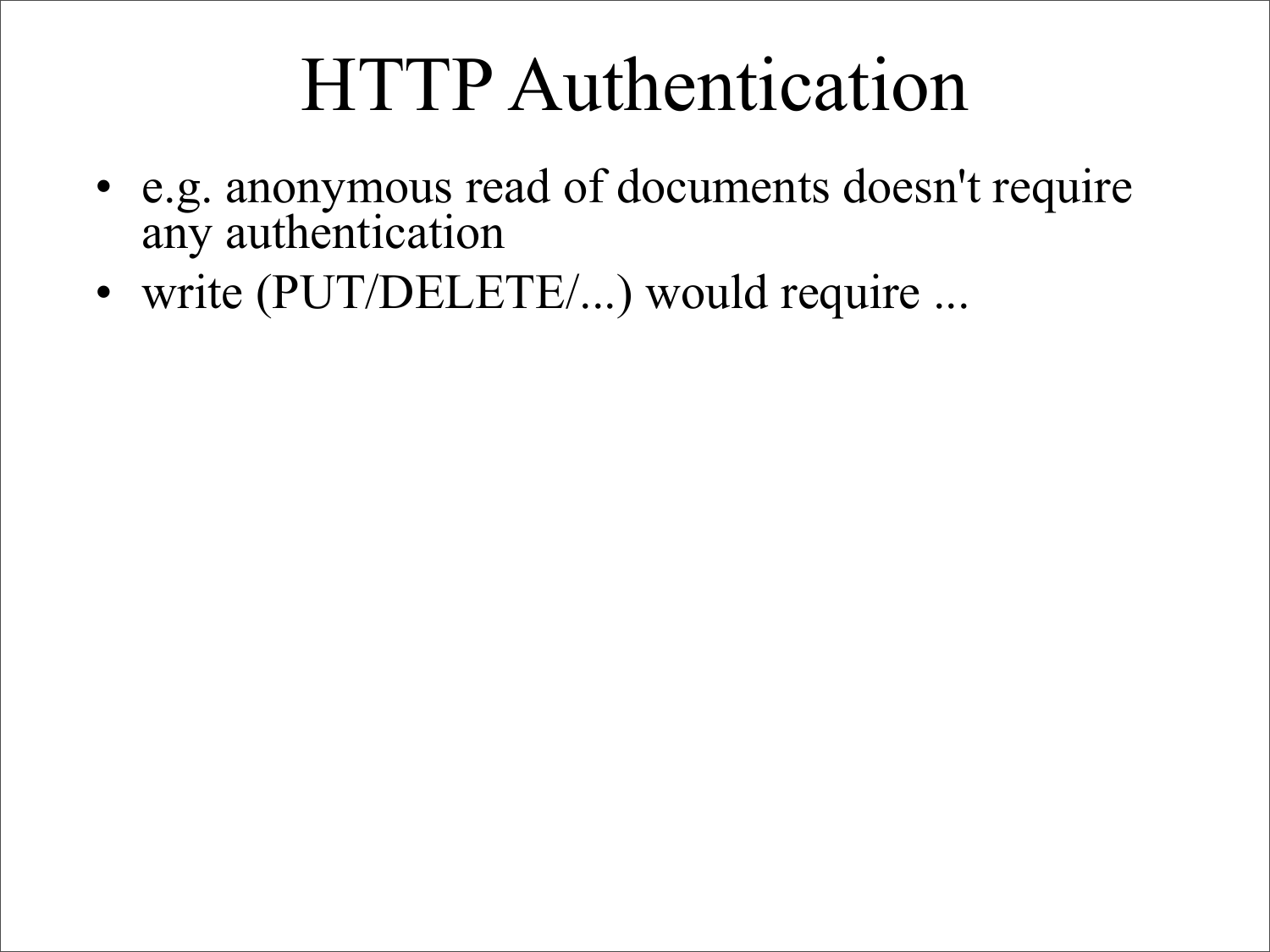# HTTP Authentication

- e.g. anonymous read of documents doesn't require any authentication
- write (PUT/DELETE/...) would require ...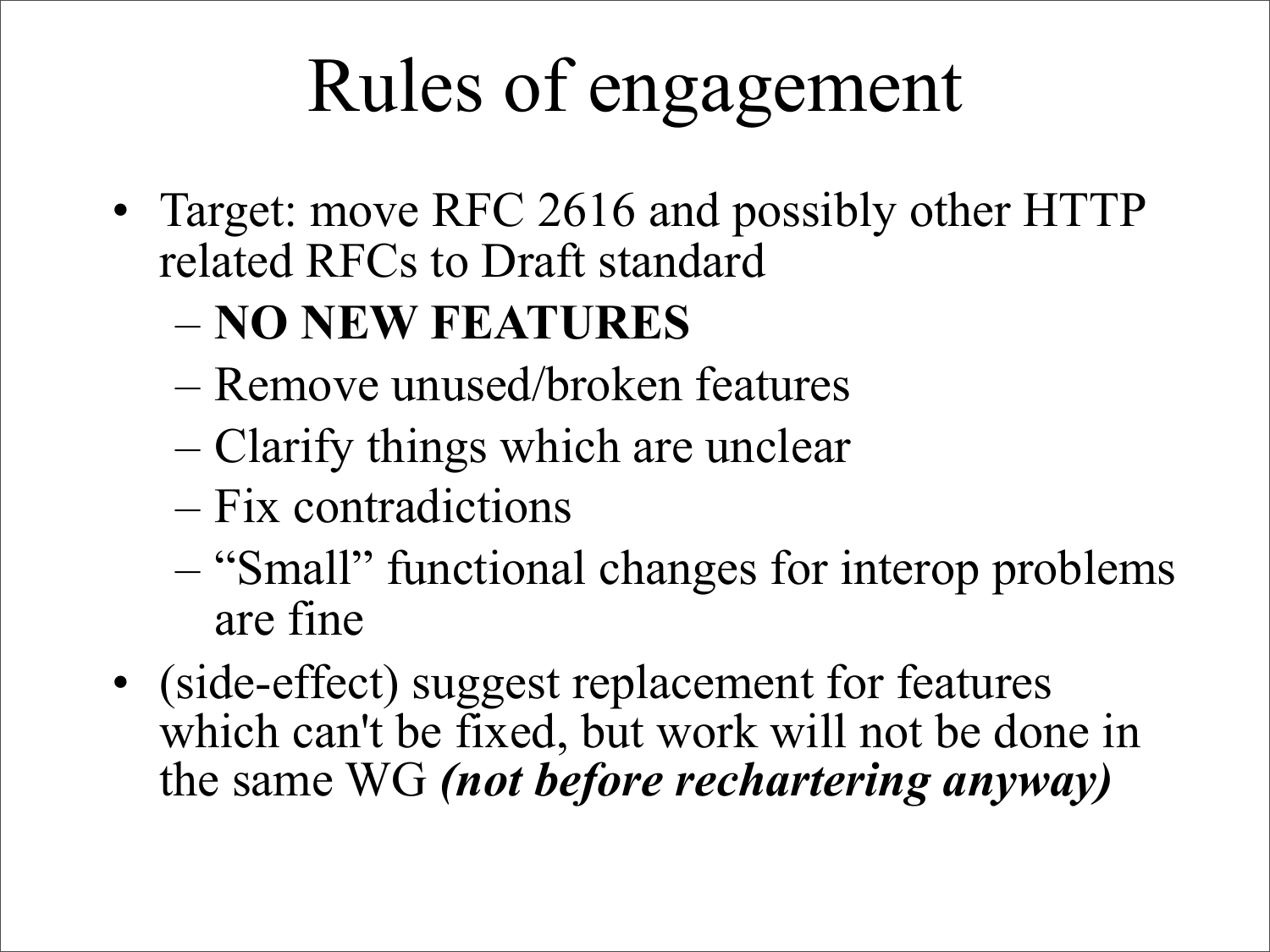# Rules of engagement

- Target: move RFC 2616 and possibly other HTTP related RFCs to Draft standard
  - **NO NEW FEATURES**
  - Remove unused/broken features
  - Clarify things which are unclear
  - Fix contradictions
  - "Small" functional changes for interop problems are fine
- (side-effect) suggest replacement for features which can't be fixed, but work will not be done in the same WG ***(not before rechartering anyway)***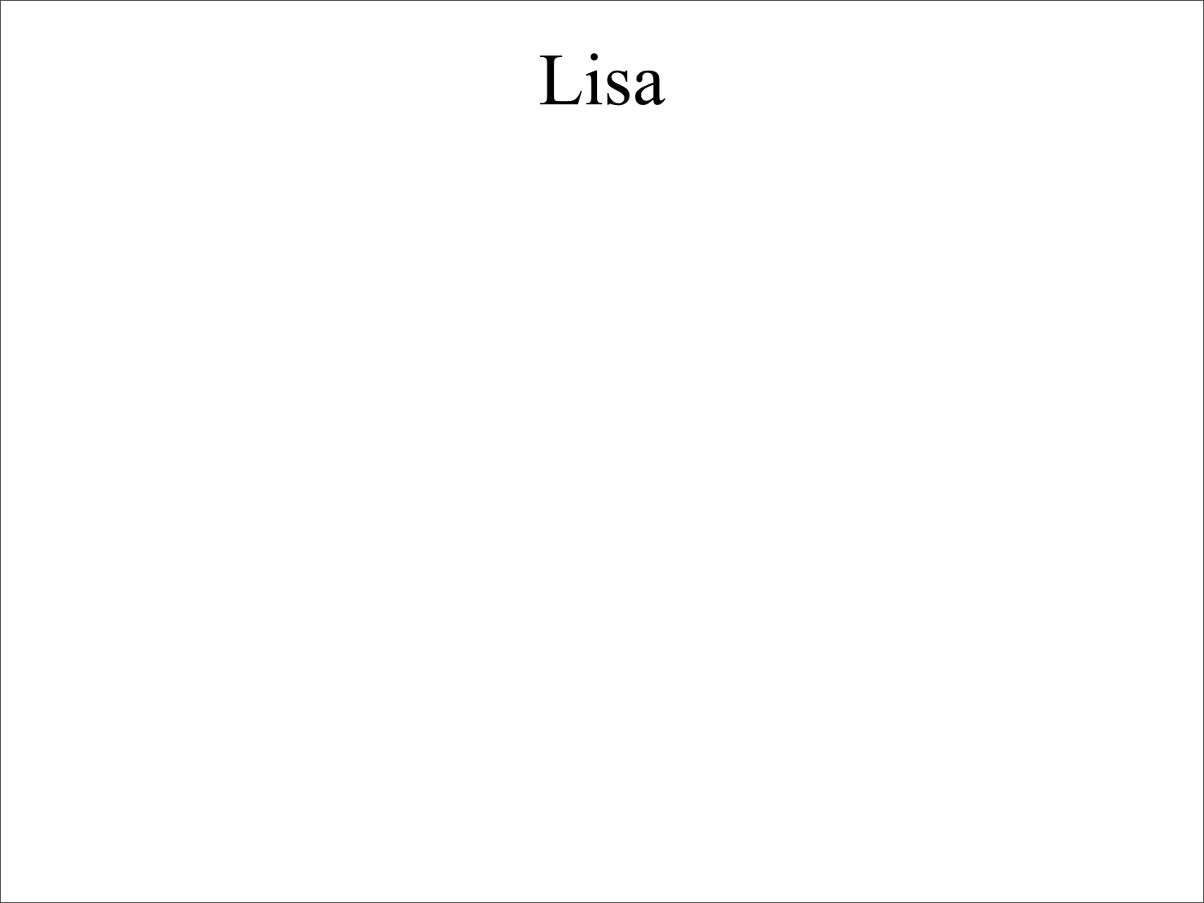# Lisa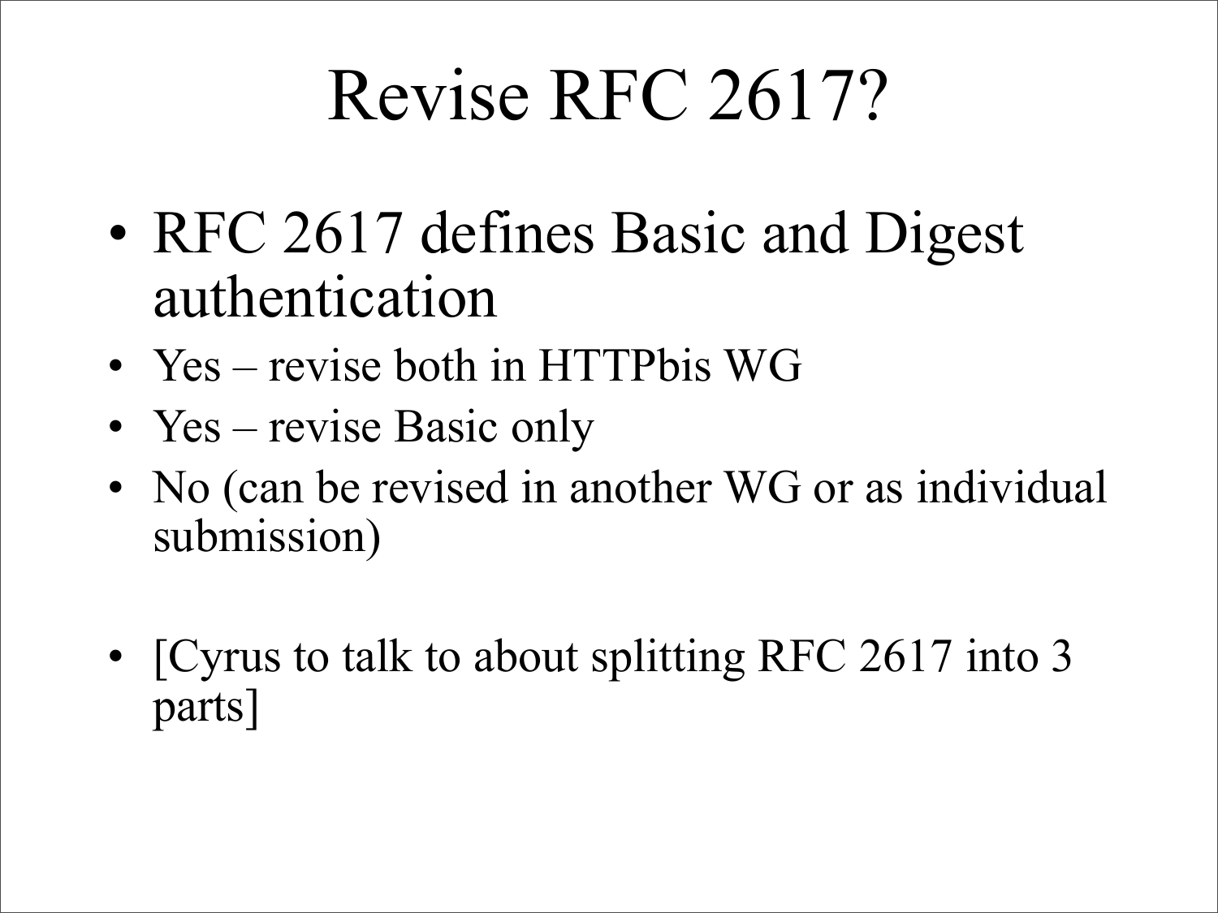# Revise RFC 2617?

- RFC 2617 defines Basic and Digest authentication
- Yes – revise both in HTTPbis WG
- Yes – revise Basic only
- No (can be revised in another WG or as individual submission)
- [Cyrus to talk to about splitting RFC 2617 into 3 parts]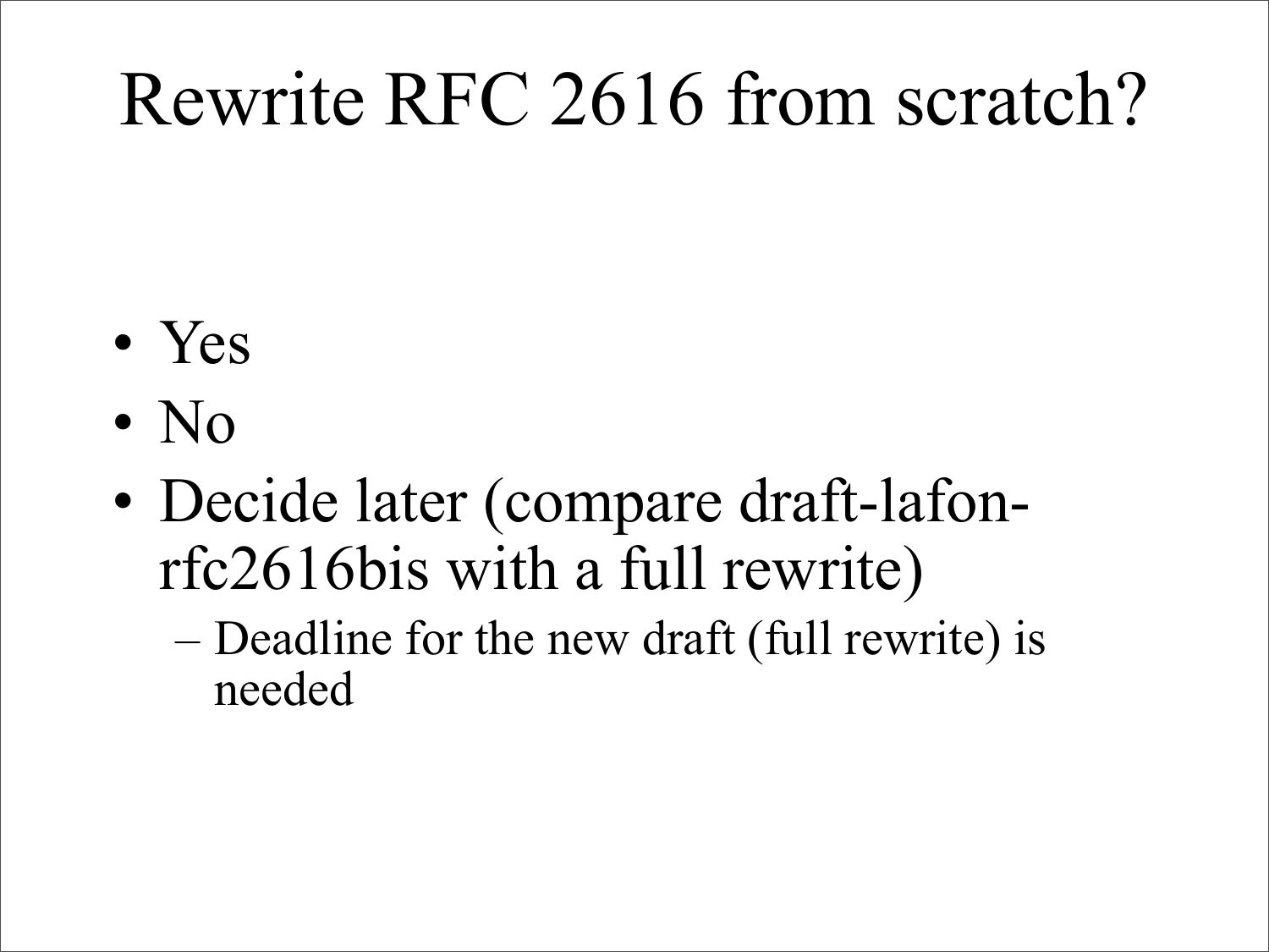# Rewrite RFC 2616 from scratch?

- Yes
- No
- Decide later (compare draft-lafon-rfc2616bis with a full rewrite)
  - Deadline for the new draft (full rewrite) is needed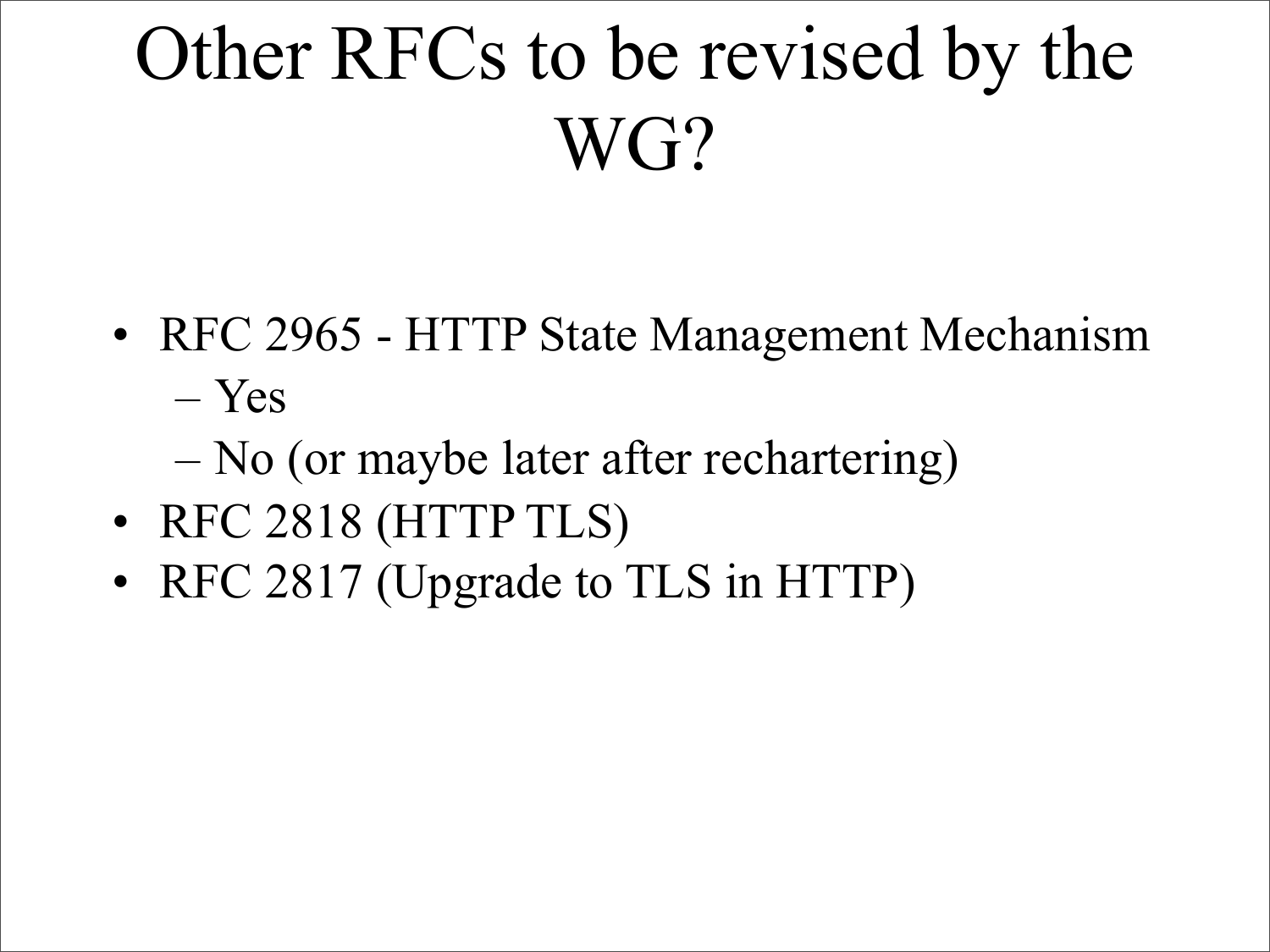# Other RFCs to be revised by the WG?

- RFC 2965 - HTTP State Management Mechanism
  - Yes
  - No (or maybe later after rechartering)
- RFC 2818 (HTTP TLS)
- RFC 2817 (Upgrade to TLS in HTTP)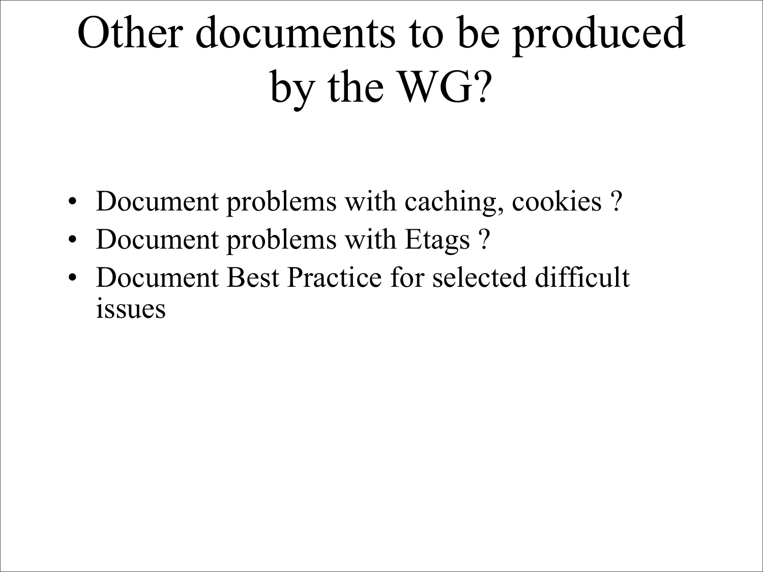# Other documents to be produced by the WG?

- Document problems with caching, cookies ?
- Document problems with Etags ?
- Document Best Practice for selected difficult issues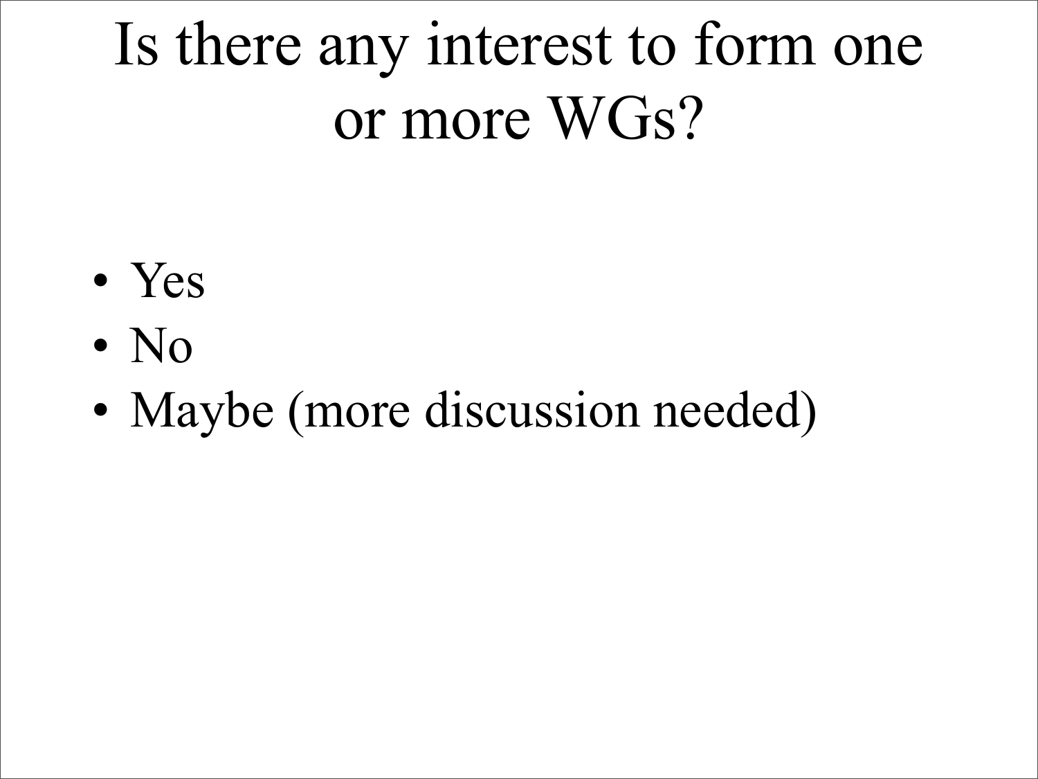# Is there any interest to form one or more WGs?

- Yes
- No
- Maybe (more discussion needed)